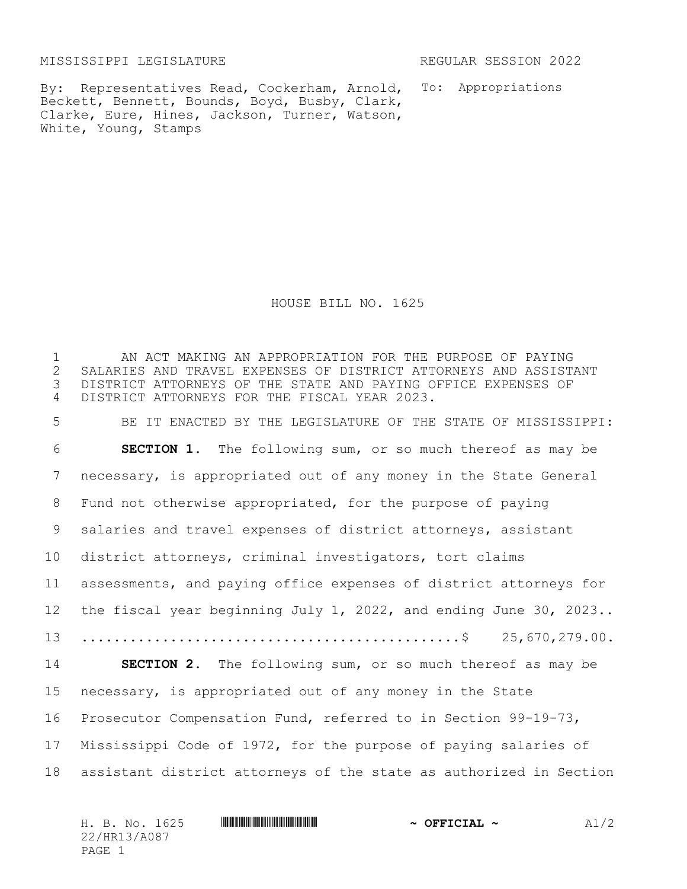MISSISSIPPI LEGISLATURE REGULAR SESSION 2022

By: Representatives Read, Cockerham, Arnold, Beckett, Bennett, Bounds, Boyd, Busby, Clark, Clarke, Eure, Hines, Jackson, Turner, Watson, White, Young, Stamps

To: Appropriations

# HOUSE BILL NO. 1625

1 AN ACT MAKING AN APPROPRIATION FOR THE PURPOSE OF PAYING
2 SALARIES AND TRAVEL EXPENSES OF DISTRICT ATTORNEYS AND ASSISTANT
3 DISTRICT ATTORNEYS OF THE STATE AND PAYING OFFICE EXPENSES OF
4 DISTRICT ATTORNEYS FOR THE FISCAL YEAR 2023.

5 BE IT ENACTED BY THE LEGISLATURE OF THE STATE OF MISSISSIPPI:

6 **SECTION 1.** The following sum, or so much thereof as may be
7 necessary, is appropriated out of any money in the State General
8 Fund not otherwise appropriated, for the purpose of paying
9 salaries and travel expenses of district attorneys, assistant
10 district attorneys, criminal investigators, tort claims
11 assessments, and paying office expenses of district attorneys for
12 the fiscal year beginning July 1, 2022, and ending June 30, 2023..
13 ............................................$ 25,670,279.00.

14 **SECTION 2.** The following sum, or so much thereof as may be
15 necessary, is appropriated out of any money in the State
16 Prosecutor Compensation Fund, referred to in Section 99-19-73,
17 Mississippi Code of 1972, for the purpose of paying salaries of
18 assistant district attorneys of the state as authorized in Section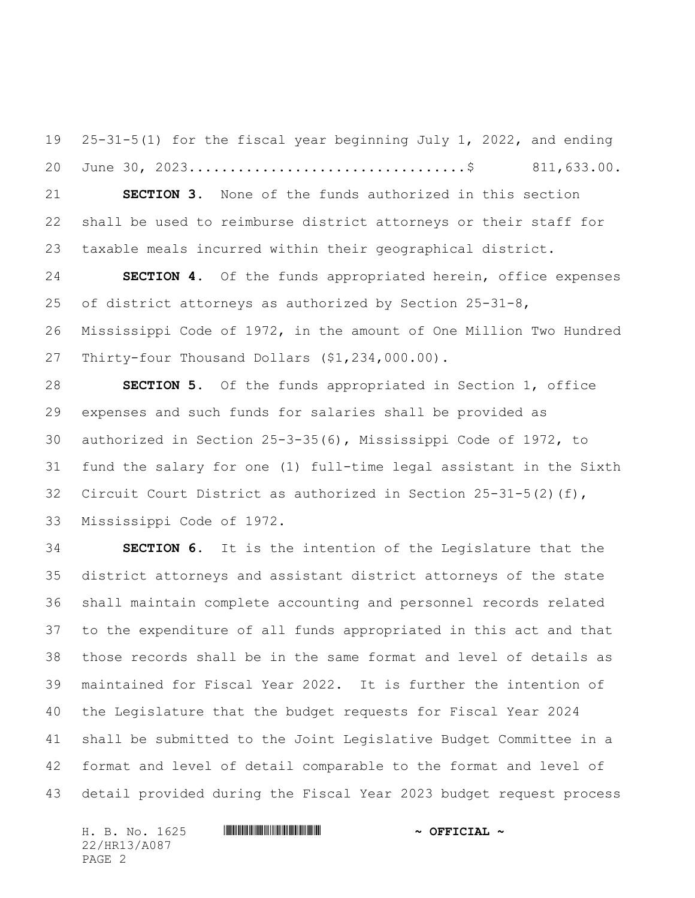25-31-5(1) for the fiscal year beginning July 1, 2022, and ending June 30, 2023.................................$ 811,633.00.

**SECTION 3.** None of the funds authorized in this section shall be used to reimburse district attorneys or their staff for taxable meals incurred within their geographical district.

**SECTION 4.** Of the funds appropriated herein, office expenses of district attorneys as authorized by Section 25-31-8, Mississippi Code of 1972, in the amount of One Million Two Hundred Thirty-four Thousand Dollars ($1,234,000.00).

**SECTION 5.** Of the funds appropriated in Section 1, office expenses and such funds for salaries shall be provided as authorized in Section 25-3-35(6), Mississippi Code of 1972, to fund the salary for one (1) full-time legal assistant in the Sixth Circuit Court District as authorized in Section 25-31-5(2)(f), Mississippi Code of 1972.

**SECTION 6.** It is the intention of the Legislature that the district attorneys and assistant district attorneys of the state shall maintain complete accounting and personnel records related to the expenditure of all funds appropriated in this act and that those records shall be in the same format and level of details as maintained for Fiscal Year 2022. It is further the intention of the Legislature that the budget requests for Fiscal Year 2024 shall be submitted to the Joint Legislative Budget Committee in a format and level of detail comparable to the format and level of detail provided during the Fiscal Year 2023 budget request process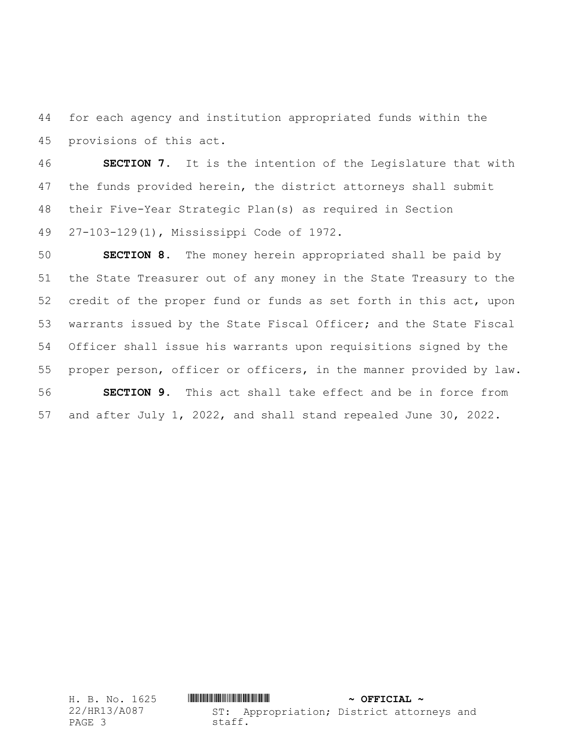for each agency and institution appropriated funds within the provisions of this act.

**SECTION 7.** It is the intention of the Legislature that with the funds provided herein, the district attorneys shall submit their Five-Year Strategic Plan(s) as required in Section 27-103-129(1), Mississippi Code of 1972.

**SECTION 8.** The money herein appropriated shall be paid by the State Treasurer out of any money in the State Treasury to the credit of the proper fund or funds as set forth in this act, upon warrants issued by the State Fiscal Officer; and the State Fiscal Officer shall issue his warrants upon requisitions signed by the proper person, officer or officers, in the manner provided by law.

**SECTION 9.** This act shall take effect and be in force from and after July 1, 2022, and shall stand repealed June 30, 2022.